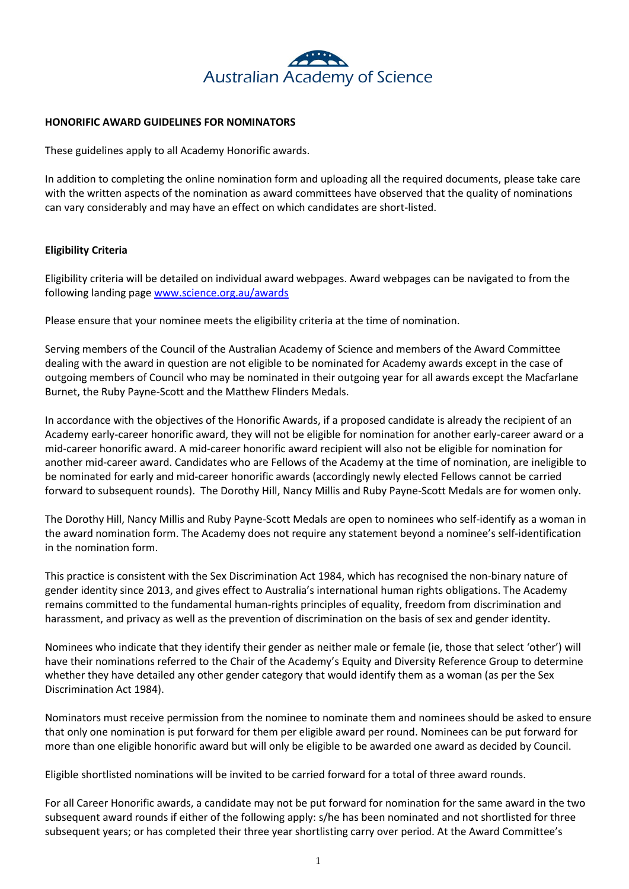Australian Academy of Science

**HONORIFIC AWARD GUIDELINES FOR NOMINATORS**

These guidelines apply to all Academy Honorific awards.

In addition to completing the online nomination form and uploading all the required documents, please take care with the written aspects of the nomination as award committees have observed that the quality of nominations can vary considerably and may have an effect on which candidates are short-listed.

**Eligibility Criteria**

Eligibility criteria will be detailed on individual award webpages. Award webpages can be navigated to from the following landing page [www.science.org.au/awards](www.science.org.au/awards)

Please ensure that your nominee meets the eligibility criteria at the time of nomination.

Serving members of the Council of the Australian Academy of Science and members of the Award Committee dealing with the award in question are not eligible to be nominated for Academy awards except in the case of outgoing members of Council who may be nominated in their outgoing year for all awards except the Macfarlane Burnet, the Ruby Payne-Scott and the Matthew Flinders Medals.

In accordance with the objectives of the Honorific Awards, if a proposed candidate is already the recipient of an Academy early-career honorific award, they will not be eligible for nomination for another early-career award or a mid-career honorific award. A mid-career honorific award recipient will also not be eligible for nomination for another mid-career award. Candidates who are Fellows of the Academy at the time of nomination, are ineligible to be nominated for early and mid-career honorific awards (accordingly newly elected Fellows cannot be carried forward to subsequent rounds). The Dorothy Hill, Nancy Millis and Ruby Payne-Scott Medals are for women only.

The Dorothy Hill, Nancy Millis and Ruby Payne-Scott Medals are open to nominees who self-identify as a woman in the award nomination form. The Academy does not require any statement beyond a nominee's self-identification in the nomination form.

This practice is consistent with the Sex Discrimination Act 1984, which has recognised the non-binary nature of gender identity since 2013, and gives effect to Australia's international human rights obligations. The Academy remains committed to the fundamental human-rights principles of equality, freedom from discrimination and harassment, and privacy as well as the prevention of discrimination on the basis of sex and gender identity.

Nominees who indicate that they identify their gender as neither male or female (ie, those that select 'other') will have their nominations referred to the Chair of the Academy's Equity and Diversity Reference Group to determine whether they have detailed any other gender category that would identify them as a woman (as per the Sex Discrimination Act 1984).

Nominators must receive permission from the nominee to nominate them and nominees should be asked to ensure that only one nomination is put forward for them per eligible award per round. Nominees can be put forward for more than one eligible honorific award but will only be eligible to be awarded one award as decided by Council.

Eligible shortlisted nominations will be invited to be carried forward for a total of three award rounds.

For all Career Honorific awards, a candidate may not be put forward for nomination for the same award in the two subsequent award rounds if either of the following apply: s/he has been nominated and not shortlisted for three subsequent years; or has completed their three year shortlisting carry over period. At the Award Committee's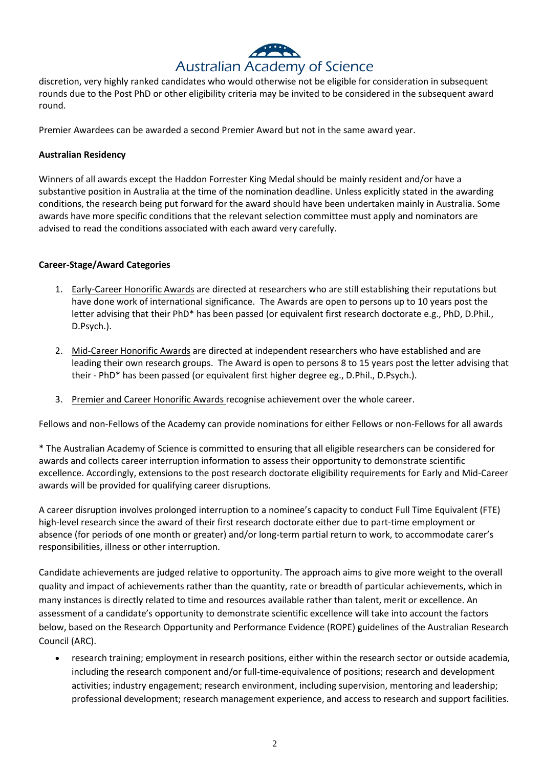discretion, very highly ranked candidates who would otherwise not be eligible for consideration in subsequent rounds due to the Post PhD or other eligibility criteria may be invited to be considered in the subsequent award round.

Premier Awardees can be awarded a second Premier Award but not in the same award year.

**Australian Residency**

Winners of all awards except the Haddon Forrester King Medal should be mainly resident and/or have a substantive position in Australia at the time of the nomination deadline. Unless explicitly stated in the awarding conditions, the research being put forward for the award should have been undertaken mainly in Australia. Some awards have more specific conditions that the relevant selection committee must apply and nominators are advised to read the conditions associated with each award very carefully.

**Career-Stage/Award Categories**

1. Early-Career Honorific Awards are directed at researchers who are still establishing their reputations but have done work of international significance. The Awards are open to persons up to 10 years post the letter advising that their PhD* has been passed (or equivalent first research doctorate e.g., PhD, D.Phil., D.Psych.).

2. Mid-Career Honorific Awards are directed at independent researchers who have established and are leading their own research groups. The Award is open to persons 8 to 15 years post the letter advising that their - PhD* has been passed (or equivalent first higher degree eg., D.Phil., D.Psych.).

3. Premier and Career Honorific Awards recognise achievement over the whole career.

Fellows and non-Fellows of the Academy can provide nominations for either Fellows or non-Fellows for all awards

* The Australian Academy of Science is committed to ensuring that all eligible researchers can be considered for awards and collects career interruption information to assess their opportunity to demonstrate scientific excellence. Accordingly, extensions to the post research doctorate eligibility requirements for Early and Mid-Career awards will be provided for qualifying career disruptions.

A career disruption involves prolonged interruption to a nominee's capacity to conduct Full Time Equivalent (FTE) high-level research since the award of their first research doctorate either due to part-time employment or absence (for periods of one month or greater) and/or long-term partial return to work, to accommodate carer's responsibilities, illness or other interruption.

Candidate achievements are judged relative to opportunity. The approach aims to give more weight to the overall quality and impact of achievements rather than the quantity, rate or breadth of particular achievements, which in many instances is directly related to time and resources available rather than talent, merit or excellence. An assessment of a candidate's opportunity to demonstrate scientific excellence will take into account the factors below, based on the Research Opportunity and Performance Evidence (ROPE) guidelines of the Australian Research Council (ARC).

- research training; employment in research positions, either within the research sector or outside academia, including the research component and/or full-time-equivalence of positions; research and development activities; industry engagement; research environment, including supervision, mentoring and leadership; professional development; research management experience, and access to research and support facilities.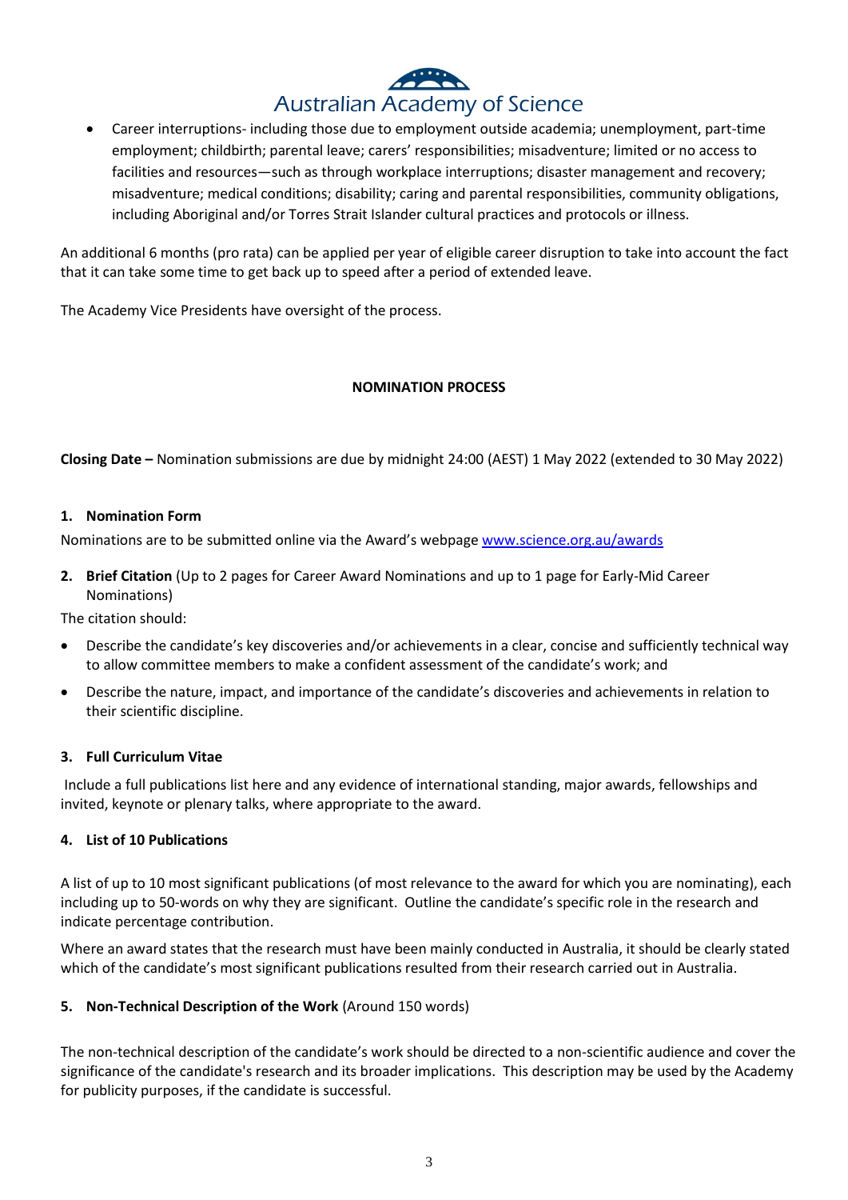- Career interruptions- including those due to employment outside academia; unemployment, part-time employment; childbirth; parental leave; carers' responsibilities; misadventure; limited or no access to facilities and resources—such as through workplace interruptions; disaster management and recovery; misadventure; medical conditions; disability; caring and parental responsibilities, community obligations, including Aboriginal and/or Torres Strait Islander cultural practices and protocols or illness.

An additional 6 months (pro rata) can be applied per year of eligible career disruption to take into account the fact that it can take some time to get back up to speed after a period of extended leave.

The Academy Vice Presidents have oversight of the process.

## NOMINATION PROCESS

**Closing Date –** Nomination submissions are due by midnight 24:00 (AEST) 1 May 2022 (extended to 30 May 2022)

### 1. Nomination Form

Nominations are to be submitted online via the Award's webpage www.science.org.au/awards

### 2. Brief Citation (Up to 2 pages for Career Award Nominations and up to 1 page for Early-Mid Career Nominations)

The citation should:

- Describe the candidate's key discoveries and/or achievements in a clear, concise and sufficiently technical way to allow committee members to make a confident assessment of the candidate's work; and
- Describe the nature, impact, and importance of the candidate's discoveries and achievements in relation to their scientific discipline.

### 3. Full Curriculum Vitae

Include a full publications list here and any evidence of international standing, major awards, fellowships and invited, keynote or plenary talks, where appropriate to the award.

### 4. List of 10 Publications

A list of up to 10 most significant publications (of most relevance to the award for which you are nominating), each including up to 50-words on why they are significant. Outline the candidate's specific role in the research and indicate percentage contribution.

Where an award states that the research must have been mainly conducted in Australia, it should be clearly stated which of the candidate's most significant publications resulted from their research carried out in Australia.

### 5. Non-Technical Description of the Work (Around 150 words)

The non-technical description of the candidate's work should be directed to a non-scientific audience and cover the significance of the candidate's research and its broader implications. This description may be used by the Academy for publicity purposes, if the candidate is successful.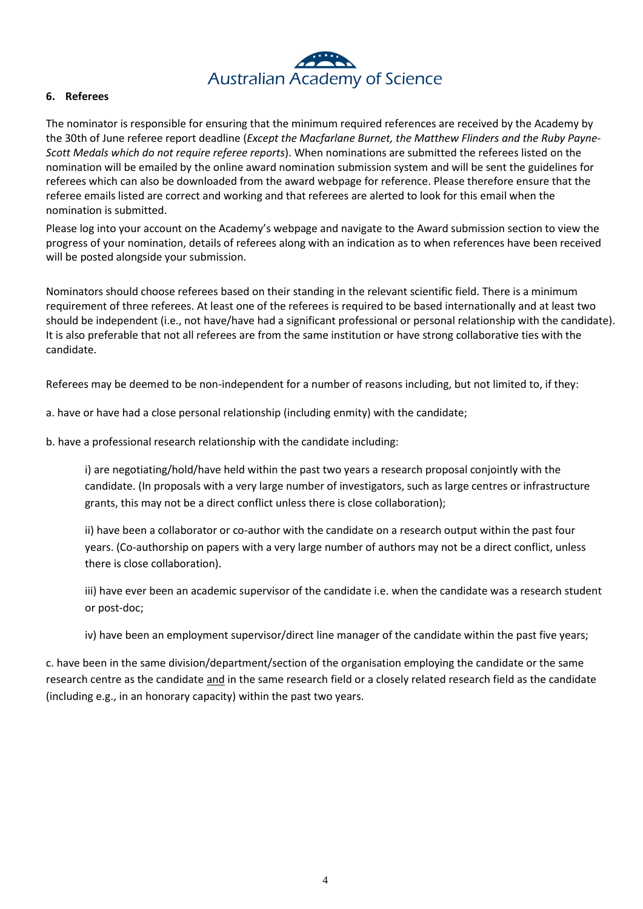### 6. Referees

The nominator is responsible for ensuring that the minimum required references are received by the Academy by the 30th of June referee report deadline (*Except the Macfarlane Burnet, the Matthew Flinders and the Ruby Payne-Scott Medals which do not require referee reports*). When nominations are submitted the referees listed on the nomination will be emailed by the online award nomination submission system and will be sent the guidelines for referees which can also be downloaded from the award webpage for reference. Please therefore ensure that the referee emails listed are correct and working and that referees are alerted to look for this email when the nomination is submitted.

Please log into your account on the Academy's webpage and navigate to the Award submission section to view the progress of your nomination, details of referees along with an indication as to when references have been received will be posted alongside your submission.

Nominators should choose referees based on their standing in the relevant scientific field. There is a minimum requirement of three referees. At least one of the referees is required to be based internationally and at least two should be independent (i.e., not have/have had a significant professional or personal relationship with the candidate). It is also preferable that not all referees are from the same institution or have strong collaborative ties with the candidate.

Referees may be deemed to be non-independent for a number of reasons including, but not limited to, if they:

a. have or have had a close personal relationship (including enmity) with the candidate;

b. have a professional research relationship with the candidate including:

> i) are negotiating/hold/have held within the past two years a research proposal conjointly with the candidate. (In proposals with a very large number of investigators, such as large centres or infrastructure grants, this may not be a direct conflict unless there is close collaboration);
>
> ii) have been a collaborator or co-author with the candidate on a research output within the past four years. (Co-authorship on papers with a very large number of authors may not be a direct conflict, unless there is close collaboration).
>
> iii) have ever been an academic supervisor of the candidate i.e. when the candidate was a research student or post-doc;
>
> iv) have been an employment supervisor/direct line manager of the candidate within the past five years;

c. have been in the same division/department/section of the organisation employing the candidate or the same research centre as the candidate <u>and</u> in the same research field or a closely related research field as the candidate (including e.g., in an honorary capacity) within the past two years.